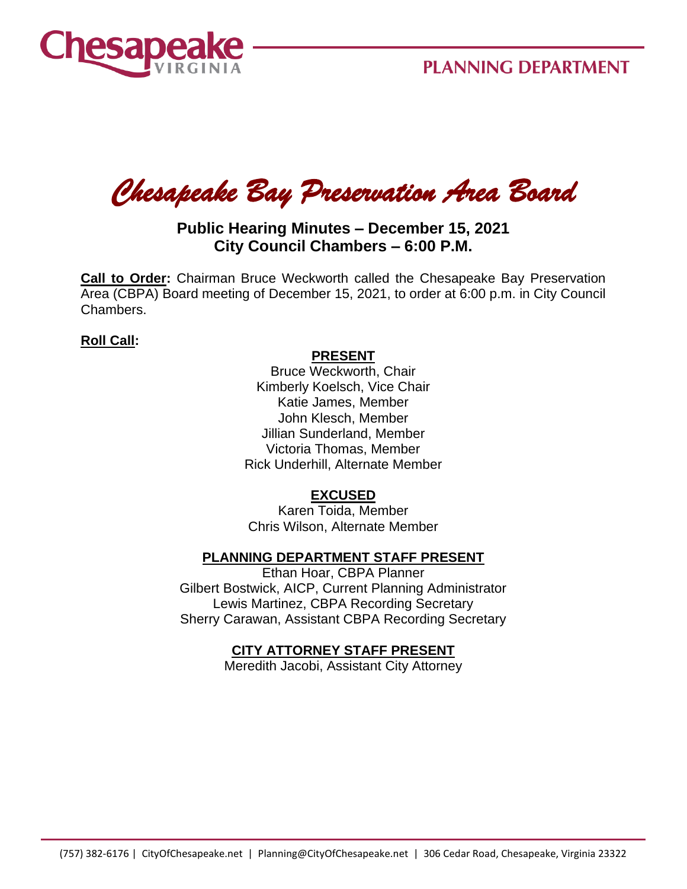Chesapeake VIRGINIA

PLANNING DEPARTMENT

# *Chesapeake Bay Preservation Area Board*

## Public Hearing Minutes – December 15, 2021
## City Council Chambers – 6:00 P.M.

**Call to Order:** Chairman Bruce Weckworth called the Chesapeake Bay Preservation Area (CBPA) Board meeting of December 15, 2021, to order at 6:00 p.m. in City Council Chambers.

**Roll Call:**

**PRESENT**

Bruce Weckworth, Chair
Kimberly Koelsch, Vice Chair
Katie James, Member
John Klesch, Member
Jillian Sunderland, Member
Victoria Thomas, Member
Rick Underhill, Alternate Member

**EXCUSED**

Karen Toida, Member
Chris Wilson, Alternate Member

**PLANNING DEPARTMENT STAFF PRESENT**

Ethan Hoar, CBPA Planner
Gilbert Bostwick, AICP, Current Planning Administrator
Lewis Martinez, CBPA Recording Secretary
Sherry Carawan, Assistant CBPA Recording Secretary

**CITY ATTORNEY STAFF PRESENT**

Meredith Jacobi, Assistant City Attorney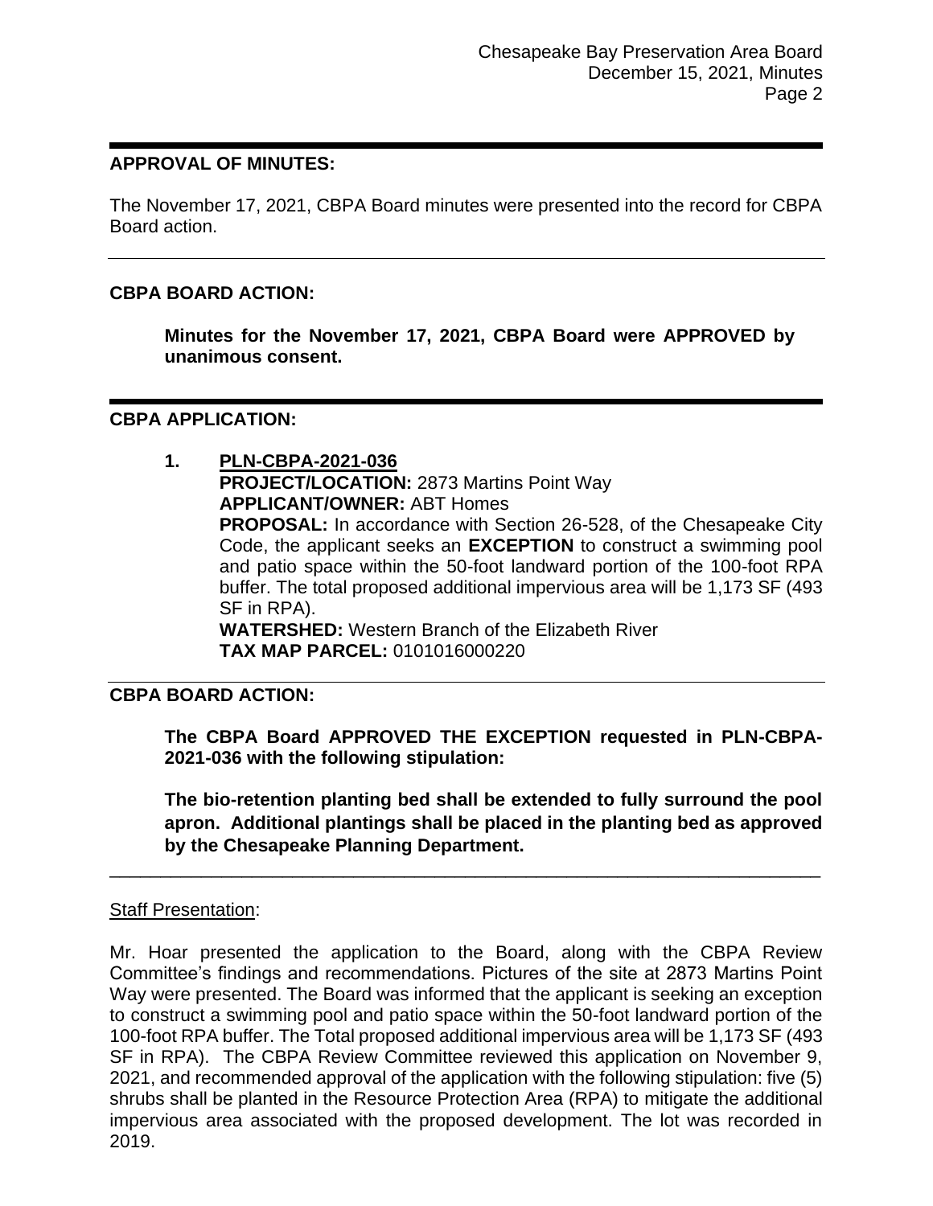## APPROVAL OF MINUTES:

The November 17, 2021, CBPA Board minutes were presented into the record for CBPA Board action.

---

## CBPA BOARD ACTION:

**Minutes for the November 17, 2021, CBPA Board were APPROVED by unanimous consent.**

---

## CBPA APPLICATION:

1. **PLN-CBPA-2021-036**
   **PROJECT/LOCATION:** 2873 Martins Point Way
   **APPLICANT/OWNER:** ABT Homes
   **PROPOSAL:** In accordance with Section 26-528, of the Chesapeake City Code, the applicant seeks an **EXCEPTION** to construct a swimming pool and patio space within the 50-foot landward portion of the 100-foot RPA buffer. The total proposed additional impervious area will be 1,173 SF (493 SF in RPA).
   **WATERSHED:** Western Branch of the Elizabeth River
   **TAX MAP PARCEL:** 0101016000220

---

## CBPA BOARD ACTION:

**The CBPA Board APPROVED THE EXCEPTION requested in PLN-CBPA-2021-036 with the following stipulation:**

**The bio-retention planting bed shall be extended to fully surround the pool apron. Additional plantings shall be placed in the planting bed as approved by the Chesapeake Planning Department.**

---

Staff Presentation:

Mr. Hoar presented the application to the Board, along with the CBPA Review Committee's findings and recommendations. Pictures of the site at 2873 Martins Point Way were presented. The Board was informed that the applicant is seeking an exception to construct a swimming pool and patio space within the 50-foot landward portion of the 100-foot RPA buffer. The Total proposed additional impervious area will be 1,173 SF (493 SF in RPA). The CBPA Review Committee reviewed this application on November 9, 2021, and recommended approval of the application with the following stipulation: five (5) shrubs shall be planted in the Resource Protection Area (RPA) to mitigate the additional impervious area associated with the proposed development. The lot was recorded in 2019.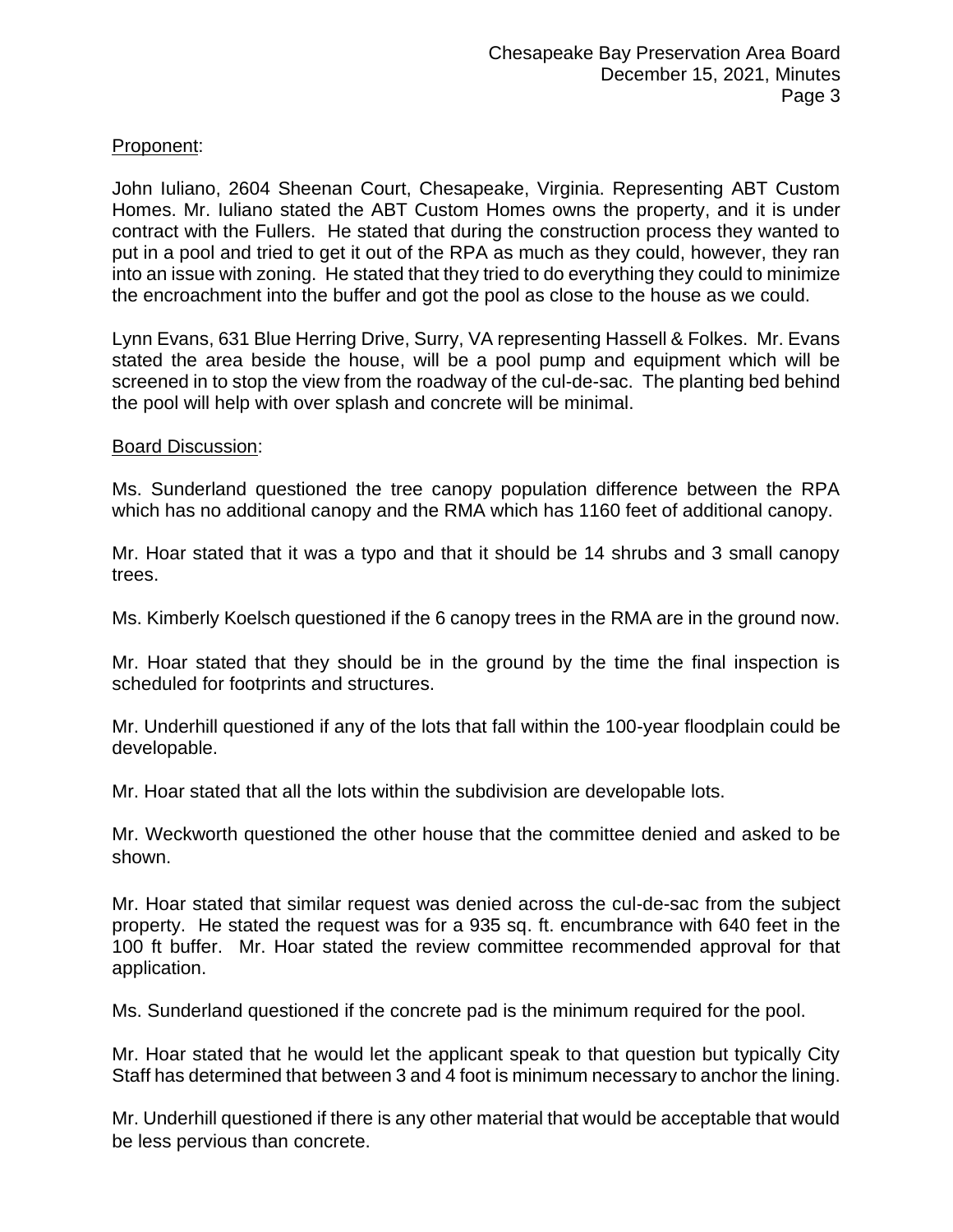Proponent:

John Iuliano, 2604 Sheenan Court, Chesapeake, Virginia. Representing ABT Custom Homes. Mr. Iuliano stated the ABT Custom Homes owns the property, and it is under contract with the Fullers. He stated that during the construction process they wanted to put in a pool and tried to get it out of the RPA as much as they could, however, they ran into an issue with zoning. He stated that they tried to do everything they could to minimize the encroachment into the buffer and got the pool as close to the house as we could.

Lynn Evans, 631 Blue Herring Drive, Surry, VA representing Hassell & Folkes. Mr. Evans stated the area beside the house, will be a pool pump and equipment which will be screened in to stop the view from the roadway of the cul-de-sac. The planting bed behind the pool will help with over splash and concrete will be minimal.

Board Discussion:

Ms. Sunderland questioned the tree canopy population difference between the RPA which has no additional canopy and the RMA which has 1160 feet of additional canopy.

Mr. Hoar stated that it was a typo and that it should be 14 shrubs and 3 small canopy trees.

Ms. Kimberly Koelsch questioned if the 6 canopy trees in the RMA are in the ground now.

Mr. Hoar stated that they should be in the ground by the time the final inspection is scheduled for footprints and structures.

Mr. Underhill questioned if any of the lots that fall within the 100-year floodplain could be developable.

Mr. Hoar stated that all the lots within the subdivision are developable lots.

Mr. Weckworth questioned the other house that the committee denied and asked to be shown.

Mr. Hoar stated that similar request was denied across the cul-de-sac from the subject property. He stated the request was for a 935 sq. ft. encumbrance with 640 feet in the 100 ft buffer. Mr. Hoar stated the review committee recommended approval for that application.

Ms. Sunderland questioned if the concrete pad is the minimum required for the pool.

Mr. Hoar stated that he would let the applicant speak to that question but typically City Staff has determined that between 3 and 4 foot is minimum necessary to anchor the lining.

Mr. Underhill questioned if there is any other material that would be acceptable that would be less pervious than concrete.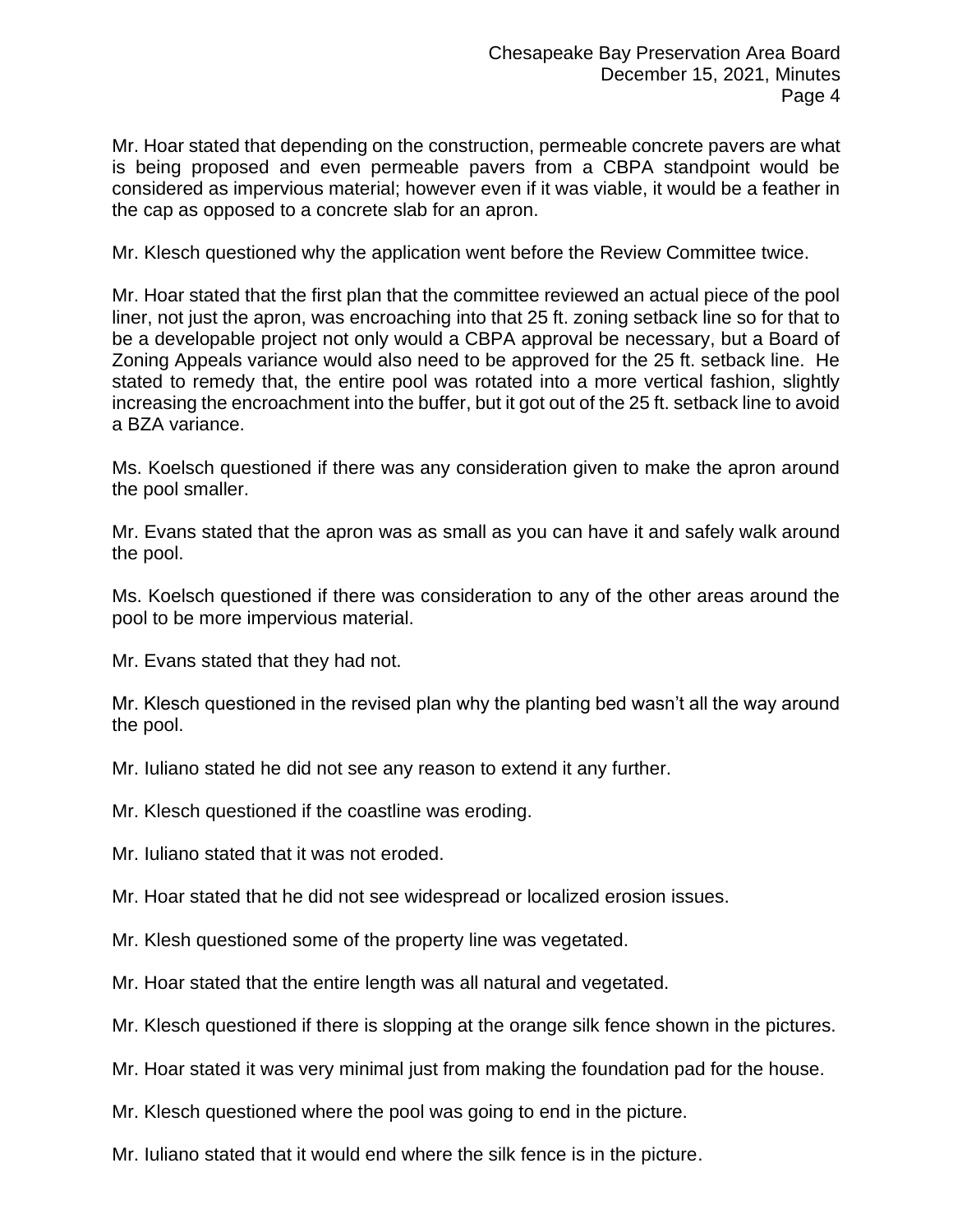Mr. Hoar stated that depending on the construction, permeable concrete pavers are what is being proposed and even permeable pavers from a CBPA standpoint would be considered as impervious material; however even if it was viable, it would be a feather in the cap as opposed to a concrete slab for an apron.

Mr. Klesch questioned why the application went before the Review Committee twice.

Mr. Hoar stated that the first plan that the committee reviewed an actual piece of the pool liner, not just the apron, was encroaching into that 25 ft. zoning setback line so for that to be a developable project not only would a CBPA approval be necessary, but a Board of Zoning Appeals variance would also need to be approved for the 25 ft. setback line. He stated to remedy that, the entire pool was rotated into a more vertical fashion, slightly increasing the encroachment into the buffer, but it got out of the 25 ft. setback line to avoid a BZA variance.

Ms. Koelsch questioned if there was any consideration given to make the apron around the pool smaller.

Mr. Evans stated that the apron was as small as you can have it and safely walk around the pool.

Ms. Koelsch questioned if there was consideration to any of the other areas around the pool to be more impervious material.

Mr. Evans stated that they had not.

Mr. Klesch questioned in the revised plan why the planting bed wasn't all the way around the pool.

Mr. Iuliano stated he did not see any reason to extend it any further.

Mr. Klesch questioned if the coastline was eroding.

Mr. Iuliano stated that it was not eroded.

Mr. Hoar stated that he did not see widespread or localized erosion issues.

Mr. Klesh questioned some of the property line was vegetated.

Mr. Hoar stated that the entire length was all natural and vegetated.

Mr. Klesch questioned if there is slopping at the orange silk fence shown in the pictures.

Mr. Hoar stated it was very minimal just from making the foundation pad for the house.

Mr. Klesch questioned where the pool was going to end in the picture.

Mr. Iuliano stated that it would end where the silk fence is in the picture.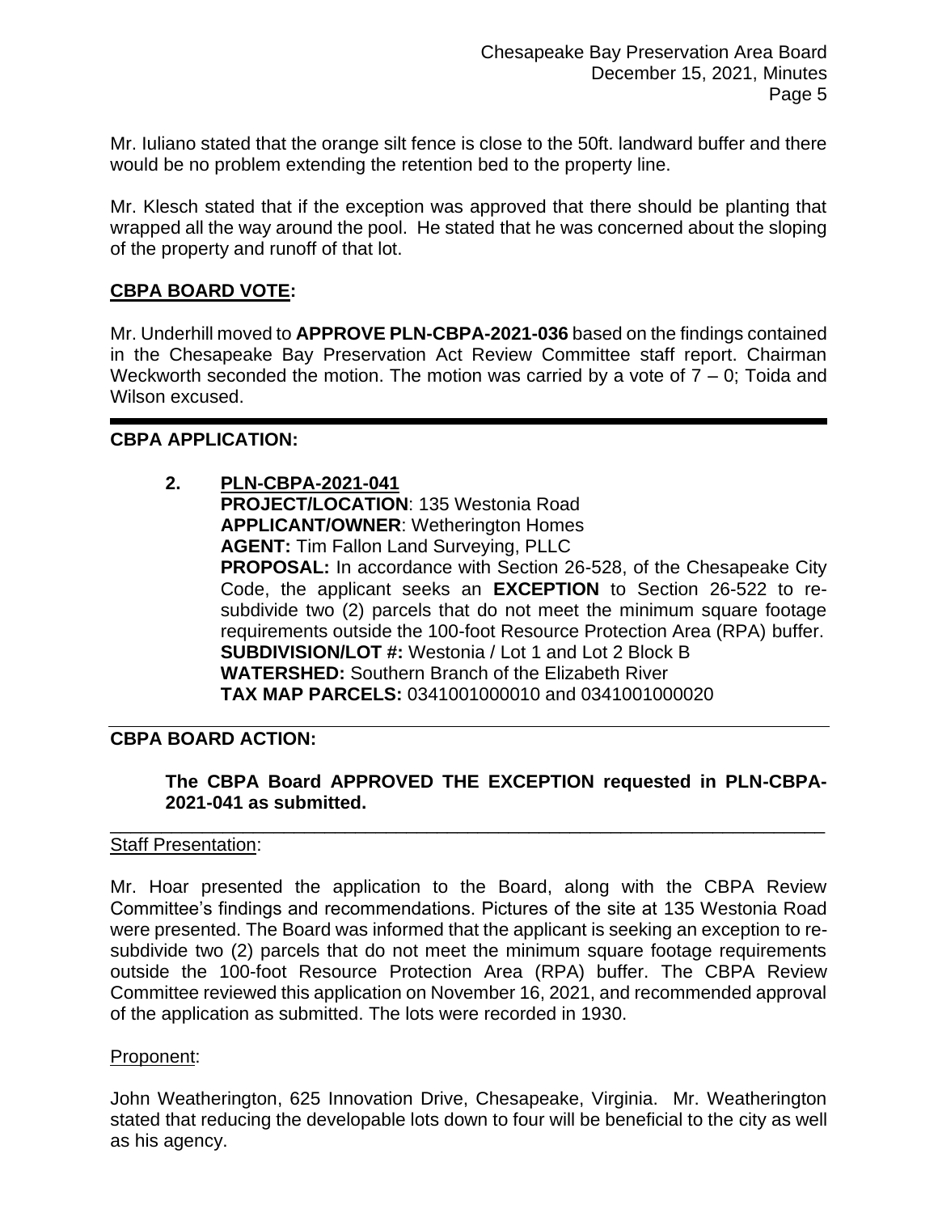Mr. Iuliano stated that the orange silt fence is close to the 50ft. landward buffer and there would be no problem extending the retention bed to the property line.

Mr. Klesch stated that if the exception was approved that there should be planting that wrapped all the way around the pool. He stated that he was concerned about the sloping of the property and runoff of that lot.

**CBPA BOARD VOTE:**

Mr. Underhill moved to **APPROVE PLN-CBPA-2021-036** based on the findings contained in the Chesapeake Bay Preservation Act Review Committee staff report. Chairman Weckworth seconded the motion. The motion was carried by a vote of 7 – 0; Toida and Wilson excused.

---

**CBPA APPLICATION:**

**2. PLN-CBPA-2021-041**
**PROJECT/LOCATION**: 135 Westonia Road
**APPLICANT/OWNER**: Wetherington Homes
**AGENT:** Tim Fallon Land Surveying, PLLC
**PROPOSAL:** In accordance with Section 26-528, of the Chesapeake City Code, the applicant seeks an **EXCEPTION** to Section 26-522 to re-subdivide two (2) parcels that do not meet the minimum square footage requirements outside the 100-foot Resource Protection Area (RPA) buffer.
**SUBDIVISION/LOT #:** Westonia / Lot 1 and Lot 2 Block B
**WATERSHED:** Southern Branch of the Elizabeth River
**TAX MAP PARCELS:** 0341001000010 and 0341001000020

**CBPA BOARD ACTION:**

**The CBPA Board APPROVED THE EXCEPTION requested in PLN-CBPA-2021-041 as submitted.**

Staff Presentation:

Mr. Hoar presented the application to the Board, along with the CBPA Review Committee's findings and recommendations. Pictures of the site at 135 Westonia Road were presented. The Board was informed that the applicant is seeking an exception to re-subdivide two (2) parcels that do not meet the minimum square footage requirements outside the 100-foot Resource Protection Area (RPA) buffer. The CBPA Review Committee reviewed this application on November 16, 2021, and recommended approval of the application as submitted. The lots were recorded in 1930.

Proponent:

John Weatherington, 625 Innovation Drive, Chesapeake, Virginia. Mr. Weatherington stated that reducing the developable lots down to four will be beneficial to the city as well as his agency.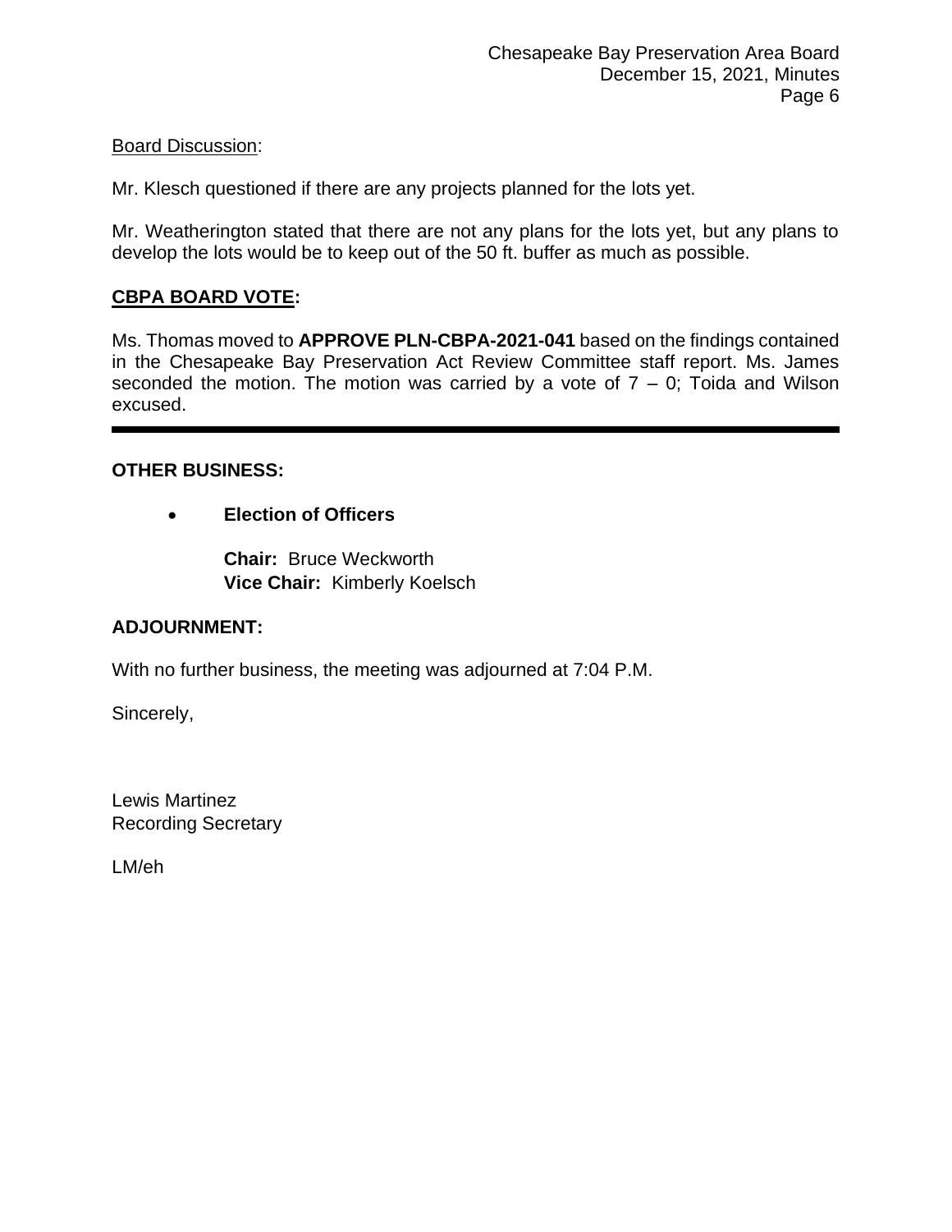Board Discussion:

Mr. Klesch questioned if there are any projects planned for the lots yet.

Mr. Weatherington stated that there are not any plans for the lots yet, but any plans to develop the lots would be to keep out of the 50 ft. buffer as much as possible.

**CBPA BOARD VOTE:**

Ms. Thomas moved to **APPROVE PLN-CBPA-2021-041** based on the findings contained in the Chesapeake Bay Preservation Act Review Committee staff report. Ms. James seconded the motion. The motion was carried by a vote of 7 – 0; Toida and Wilson excused.

---

**OTHER BUSINESS:**

- **Election of Officers**

  **Chair:** Bruce Weckworth
  **Vice Chair:** Kimberly Koelsch

**ADJOURNMENT:**

With no further business, the meeting was adjourned at 7:04 P.M.

Sincerely,

Lewis Martinez
Recording Secretary

LM/eh